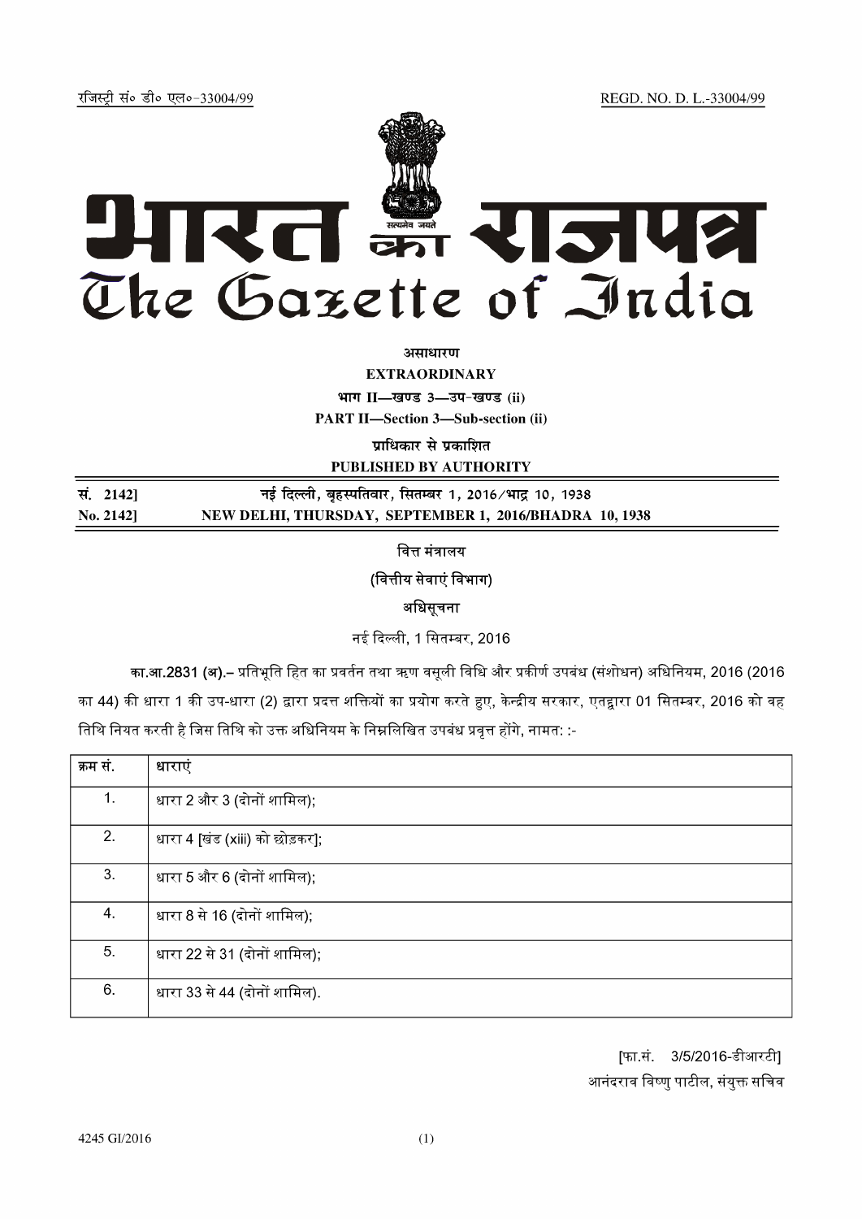रजिस्ट्री सं० डी० एल०-33004/99 REGD. NO. D. L.-33004/99

# भारत का राजपत्र
# The Gazette of India

**असाधारण**

**EXTRAORDINARY**

**भाग II—खण्ड 3—उप-खण्ड (ii)**

**PART II—Section 3—Sub-section (ii)**

**प्राधिकार से प्रकाशित**

**PUBLISHED BY AUTHORITY**

**सं. 2142] नई दिल्ली, बृहस्पतिवार, सितम्बर 1, 2016/भाद्र 10, 1938**

**No. 2142] NEW DELHI, THURSDAY, SEPTEMBER 1, 2016/BHADRA 10, 1938**

वित्त मंत्रालय

(वित्तीय सेवाएं विभाग)

अधिसूचना

नई दिल्ली, 1 सितम्बर, 2016

**का.आ.2831 (अ).–** प्रतिभूति हित का प्रवर्तन तथा ऋण वसूली विधि और प्रकीर्ण उपबंध (संशोधन) अधिनियम, 2016 (2016 का 44) की धारा 1 की उप-धारा (2) द्वारा प्रदत्त शक्तियों का प्रयोग करते हुए, केन्द्रीय सरकार, एतद्द्वारा 01 सितम्बर, 2016 को वह तिथि नियत करती है जिस तिथि को उक्त अधिनियम के निम्नलिखित उपबंध प्रवृत्त होंगे, नामत: :-

| क्रम सं. | धाराएं |
|---|---|
| 1. | धारा 2 और 3 (दोनों शामिल); |
| 2. | धारा 4 [खंड (xiii) को छोड़कर]; |
| 3. | धारा 5 और 6 (दोनों शामिल); |
| 4. | धारा 8 से 16 (दोनों शामिल); |
| 5. | धारा 22 से 31 (दोनों शामिल); |
| 6. | धारा 33 से 44 (दोनों शामिल). |

[फा.सं. 3/5/2016-डीआरटी]

आनंदराव विष्णु पाटील, संयुक्त सचिव

4245 GI/2016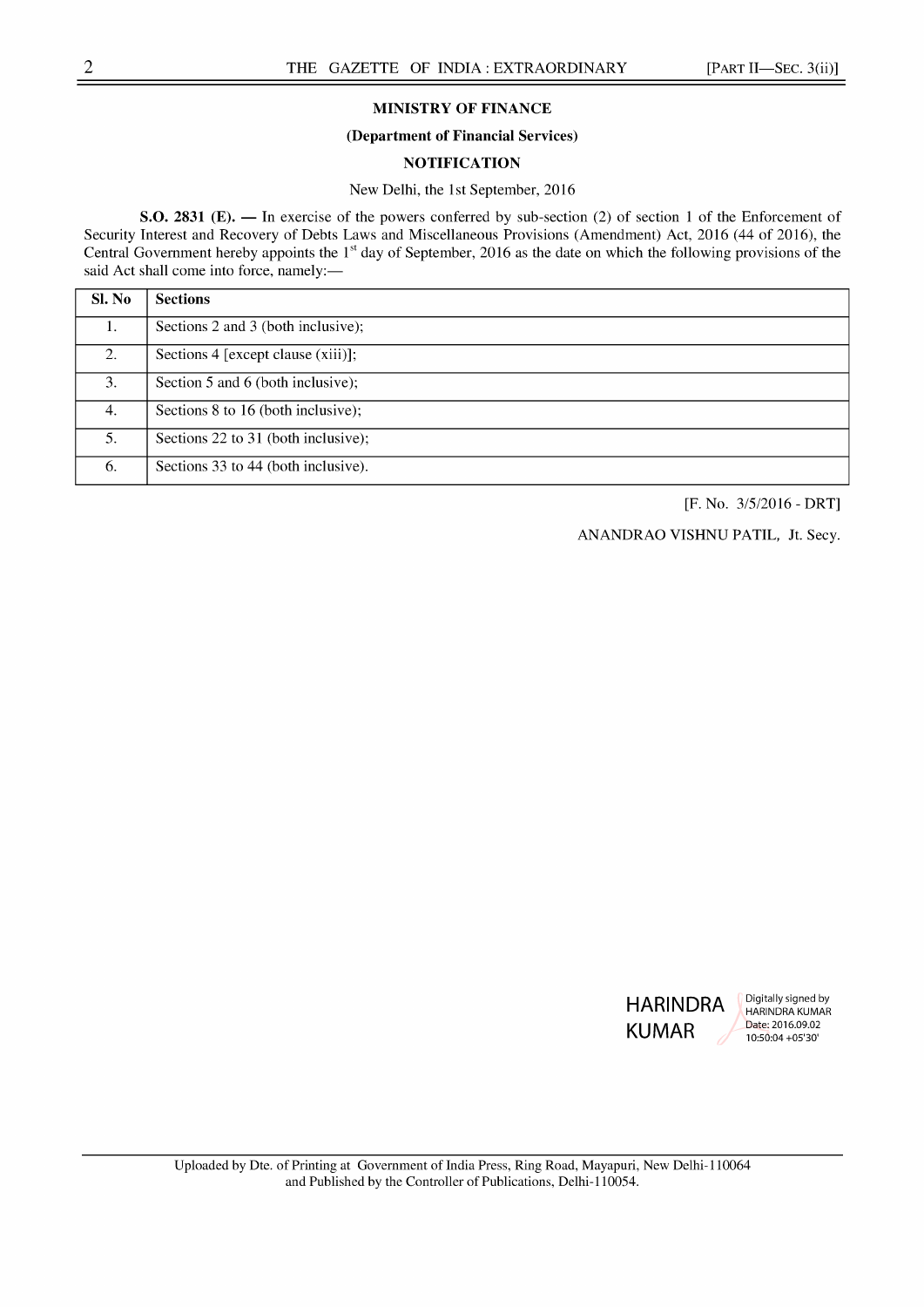**MINISTRY OF FINANCE**

**(Department of Financial Services)**

**NOTIFICATION**

New Delhi, the 1st September, 2016

**S.O. 2831 (E). —** In exercise of the powers conferred by sub-section (2) of section 1 of the Enforcement of Security Interest and Recovery of Debts Laws and Miscellaneous Provisions (Amendment) Act, 2016 (44 of 2016), the Central Government hereby appoints the 1st day of September, 2016 as the date on which the following provisions of the said Act shall come into force, namely:—

| Sl. No | Sections |
|---|---|
| 1. | Sections 2 and 3 (both inclusive); |
| 2. | Sections 4 [except clause (xiii)]; |
| 3. | Section 5 and 6 (both inclusive); |
| 4. | Sections 8 to 16 (both inclusive); |
| 5. | Sections 22 to 31 (both inclusive); |
| 6. | Sections 33 to 44 (both inclusive). |

[F. No. 3/5/2016 - DRT]

ANANDRAO VISHNU PATIL, Jt. Secy.

Uploaded by Dte. of Printing at Government of India Press, Ring Road, Mayapuri, New Delhi-110064 and Published by the Controller of Publications, Delhi-110054.